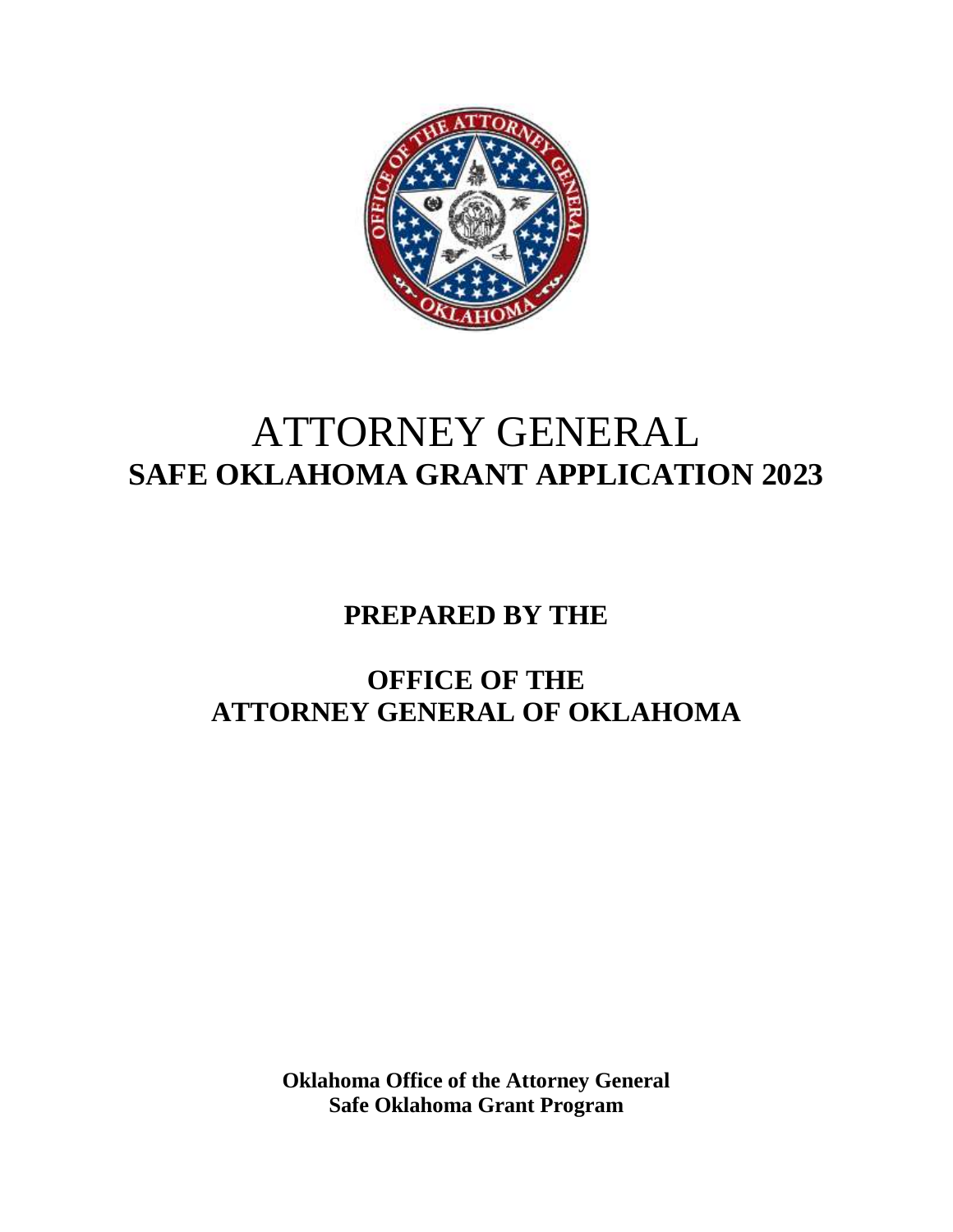# ATTORNEY GENERAL
# SAFE OKLAHOMA GRANT APPLICATION 2023

## PREPARED BY THE

## OFFICE OF THE ATTORNEY GENERAL OF OKLAHOMA

**Oklahoma Office of the Attorney General**
**Safe Oklahoma Grant Program**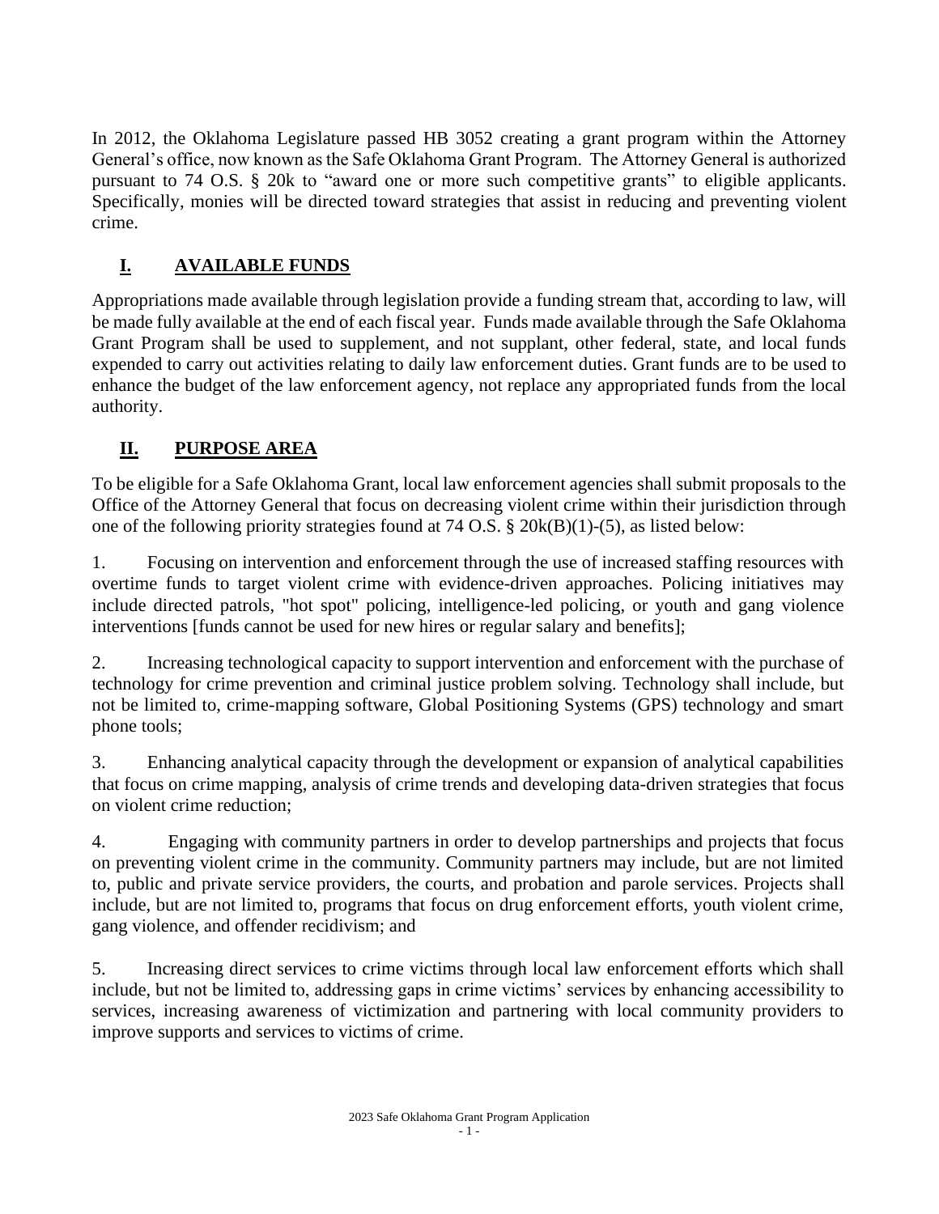In 2012, the Oklahoma Legislature passed HB 3052 creating a grant program within the Attorney General's office, now known as the Safe Oklahoma Grant Program. The Attorney General is authorized pursuant to 74 O.S. § 20k to "award one or more such competitive grants" to eligible applicants. Specifically, monies will be directed toward strategies that assist in reducing and preventing violent crime.

## I. AVAILABLE FUNDS

Appropriations made available through legislation provide a funding stream that, according to law, will be made fully available at the end of each fiscal year. Funds made available through the Safe Oklahoma Grant Program shall be used to supplement, and not supplant, other federal, state, and local funds expended to carry out activities relating to daily law enforcement duties. Grant funds are to be used to enhance the budget of the law enforcement agency, not replace any appropriated funds from the local authority.

## II. PURPOSE AREA

To be eligible for a Safe Oklahoma Grant, local law enforcement agencies shall submit proposals to the Office of the Attorney General that focus on decreasing violent crime within their jurisdiction through one of the following priority strategies found at 74 O.S. § 20k(B)(1)-(5), as listed below:

1. Focusing on intervention and enforcement through the use of increased staffing resources with overtime funds to target violent crime with evidence-driven approaches. Policing initiatives may include directed patrols, "hot spot" policing, intelligence-led policing, or youth and gang violence interventions [funds cannot be used for new hires or regular salary and benefits];

2. Increasing technological capacity to support intervention and enforcement with the purchase of technology for crime prevention and criminal justice problem solving. Technology shall include, but not be limited to, crime-mapping software, Global Positioning Systems (GPS) technology and smart phone tools;

3. Enhancing analytical capacity through the development or expansion of analytical capabilities that focus on crime mapping, analysis of crime trends and developing data-driven strategies that focus on violent crime reduction;

4. Engaging with community partners in order to develop partnerships and projects that focus on preventing violent crime in the community. Community partners may include, but are not limited to, public and private service providers, the courts, and probation and parole services. Projects shall include, but are not limited to, programs that focus on drug enforcement efforts, youth violent crime, gang violence, and offender recidivism; and

5. Increasing direct services to crime victims through local law enforcement efforts which shall include, but not be limited to, addressing gaps in crime victims' services by enhancing accessibility to services, increasing awareness of victimization and partnering with local community providers to improve supports and services to victims of crime.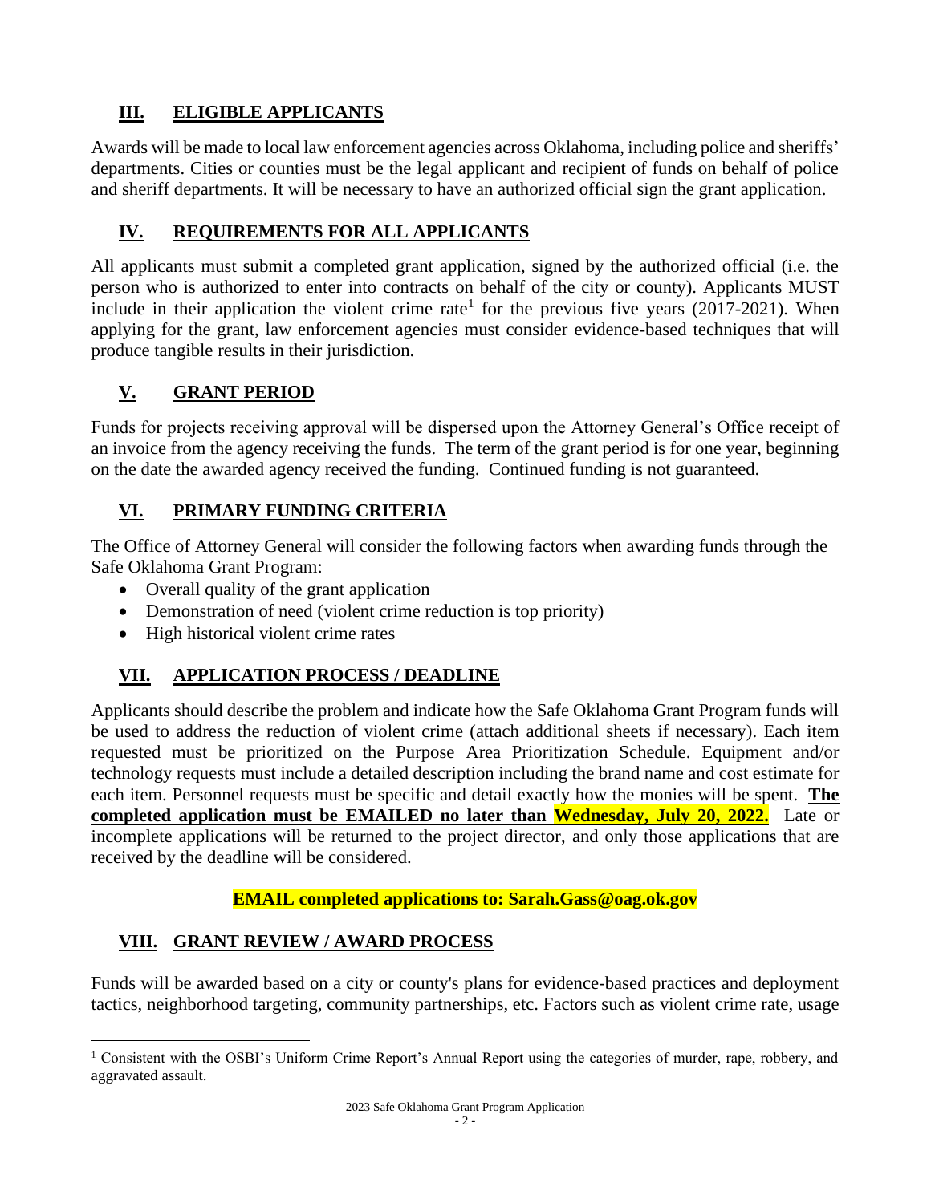## III. ELIGIBLE APPLICANTS

Awards will be made to local law enforcement agencies across Oklahoma, including police and sheriffs' departments. Cities or counties must be the legal applicant and recipient of funds on behalf of police and sheriff departments. It will be necessary to have an authorized official sign the grant application.

## IV. REQUIREMENTS FOR ALL APPLICANTS

All applicants must submit a completed grant application, signed by the authorized official (i.e. the person who is authorized to enter into contracts on behalf of the city or county). Applicants MUST include in their application the violent crime rate[1] for the previous five years (2017-2021). When applying for the grant, law enforcement agencies must consider evidence-based techniques that will produce tangible results in their jurisdiction.

## V. GRANT PERIOD

Funds for projects receiving approval will be dispersed upon the Attorney General's Office receipt of an invoice from the agency receiving the funds. The term of the grant period is for one year, beginning on the date the awarded agency received the funding. Continued funding is not guaranteed.

## VI. PRIMARY FUNDING CRITERIA

The Office of Attorney General will consider the following factors when awarding funds through the Safe Oklahoma Grant Program:

- Overall quality of the grant application
- Demonstration of need (violent crime reduction is top priority)
- High historical violent crime rates

## VII. APPLICATION PROCESS / DEADLINE

Applicants should describe the problem and indicate how the Safe Oklahoma Grant Program funds will be used to address the reduction of violent crime (attach additional sheets if necessary). Each item requested must be prioritized on the Purpose Area Prioritization Schedule. Equipment and/or technology requests must include a detailed description including the brand name and cost estimate for each item. Personnel requests must be specific and detail exactly how the monies will be spent. **The completed application must be EMAILED no later than Wednesday, July 20, 2022.** Late or incomplete applications will be returned to the project director, and only those applications that are received by the deadline will be considered.

**EMAIL completed applications to: Sarah.Gass@oag.ok.gov**

## VIII. GRANT REVIEW / AWARD PROCESS

Funds will be awarded based on a city or county's plans for evidence-based practices and deployment tactics, neighborhood targeting, community partnerships, etc. Factors such as violent crime rate, usage

[1] Consistent with the OSBI's Uniform Crime Report's Annual Report using the categories of murder, rape, robbery, and aggravated assault.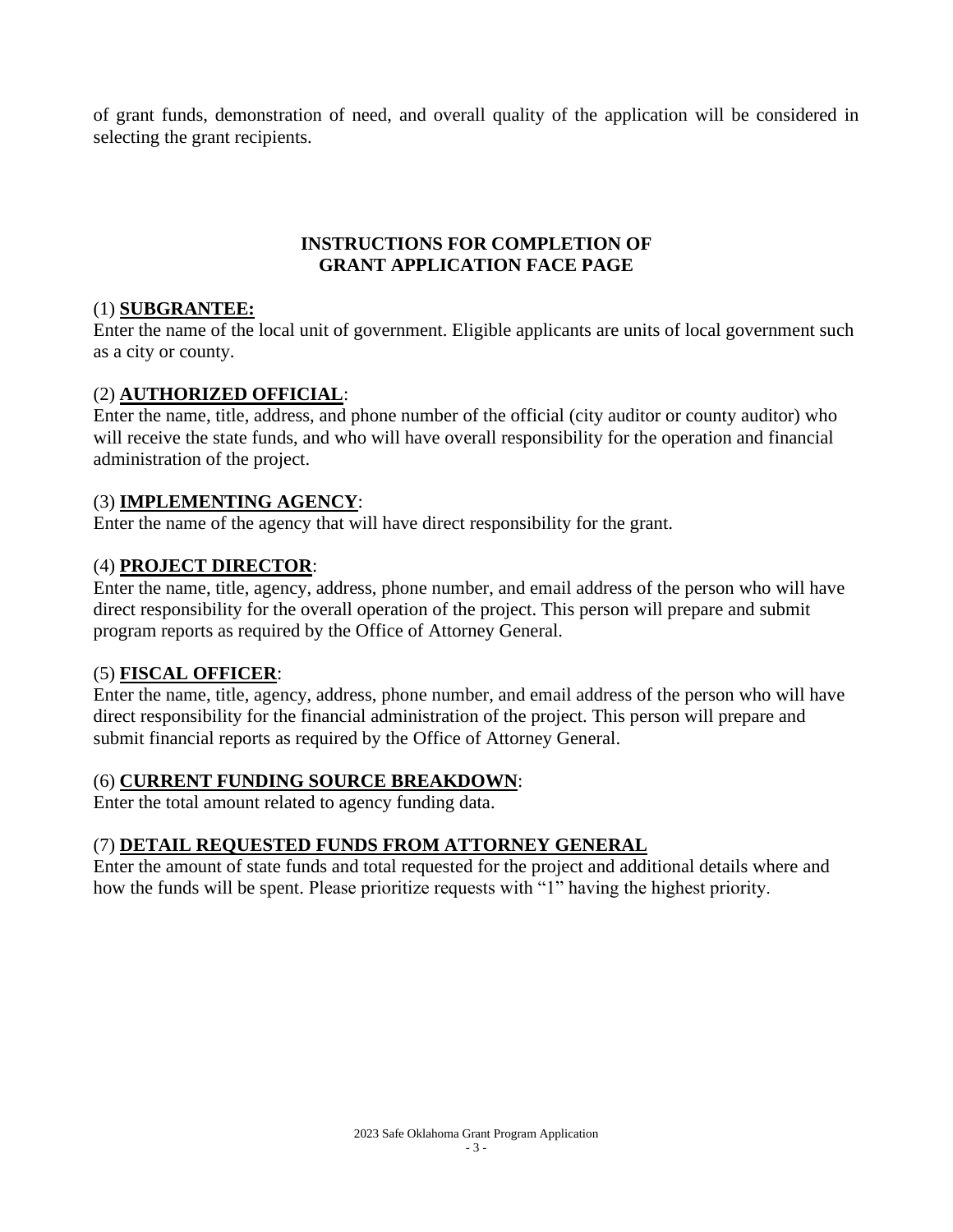of grant funds, demonstration of need, and overall quality of the application will be considered in selecting the grant recipients.

## INSTRUCTIONS FOR COMPLETION OF GRANT APPLICATION FACE PAGE

(1) **SUBGRANTEE:**
Enter the name of the local unit of government. Eligible applicants are units of local government such as a city or county.

(2) **AUTHORIZED OFFICIAL**:
Enter the name, title, address, and phone number of the official (city auditor or county auditor) who will receive the state funds, and who will have overall responsibility for the operation and financial administration of the project.

(3) **IMPLEMENTING AGENCY**:
Enter the name of the agency that will have direct responsibility for the grant.

(4) **PROJECT DIRECTOR**:
Enter the name, title, agency, address, phone number, and email address of the person who will have direct responsibility for the overall operation of the project. This person will prepare and submit program reports as required by the Office of Attorney General.

(5) **FISCAL OFFICER**:
Enter the name, title, agency, address, phone number, and email address of the person who will have direct responsibility for the financial administration of the project. This person will prepare and submit financial reports as required by the Office of Attorney General.

(6) **CURRENT FUNDING SOURCE BREAKDOWN**:
Enter the total amount related to agency funding data.

(7) **DETAIL REQUESTED FUNDS FROM ATTORNEY GENERAL**
Enter the amount of state funds and total requested for the project and additional details where and how the funds will be spent. Please prioritize requests with "1" having the highest priority.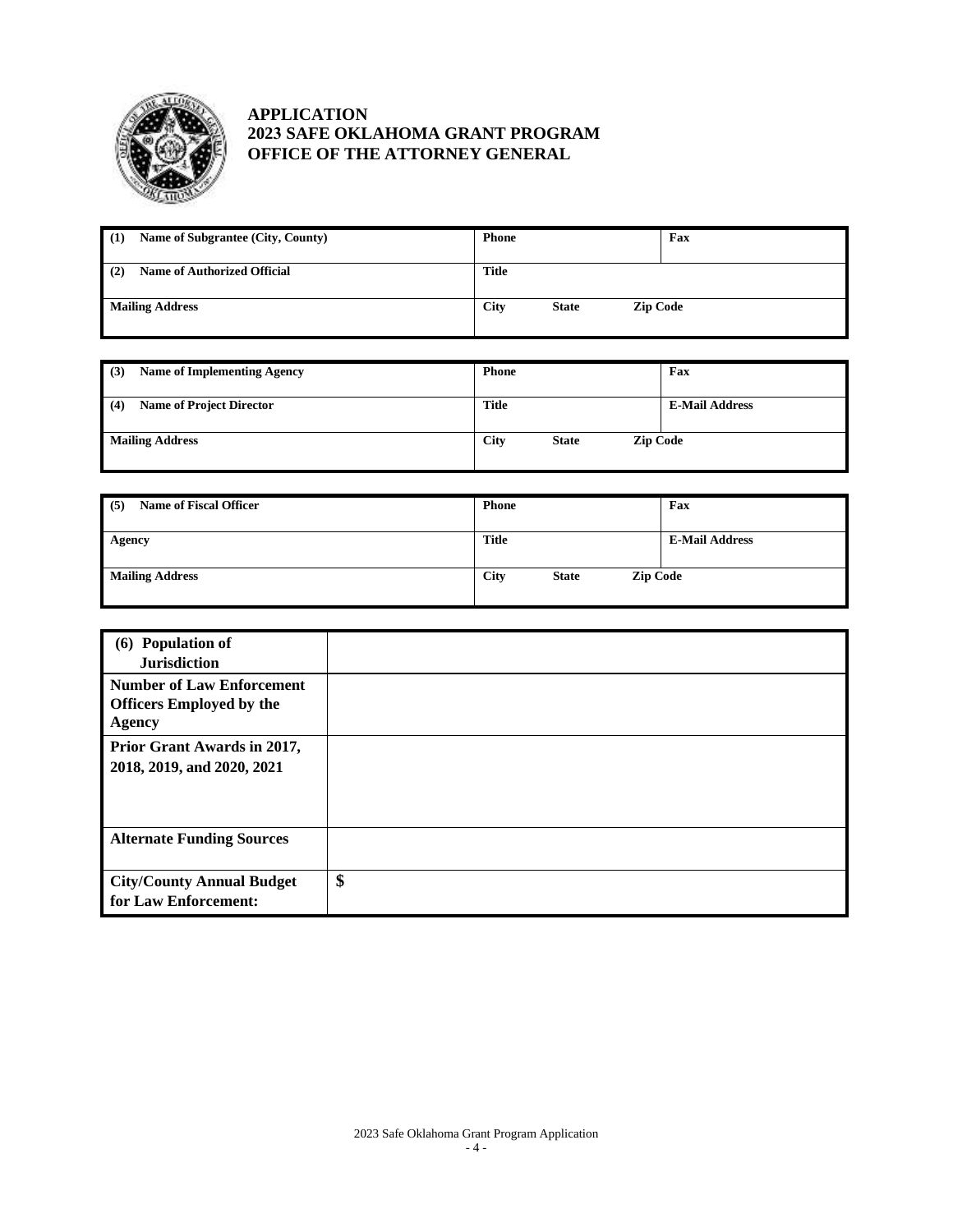**APPLICATION**
**2023 SAFE OKLAHOMA GRANT PROGRAM**
**OFFICE OF THE ATTORNEY GENERAL**

| **(1) Name of Subgrantee (City, County)** | **Phone** | **Fax** |
|---|---|---|
| **(2) Name of Authorized Official** | **Title** | |
| **Mailing Address** | **City State Zip Code** | |

| **(3) Name of Implementing Agency** | **Phone** | **Fax** |
|---|---|---|
| **(4) Name of Project Director** | **Title** | **E-Mail Address** |
| **Mailing Address** | **City State Zip Code** | |

| **(5) Name of Fiscal Officer** | **Phone** | **Fax** |
|---|---|---|
| **Agency** | **Title** | **E-Mail Address** |
| **Mailing Address** | **City State Zip Code** | |

| **(6) Population of Jurisdiction** | |
|---|---|
| **Number of Law Enforcement Officers Employed by the Agency** | |
| **Prior Grant Awards in 2017, 2018, 2019, and 2020, 2021** | |
| **Alternate Funding Sources** | |
| **City/County Annual Budget for Law Enforcement:** | **$** |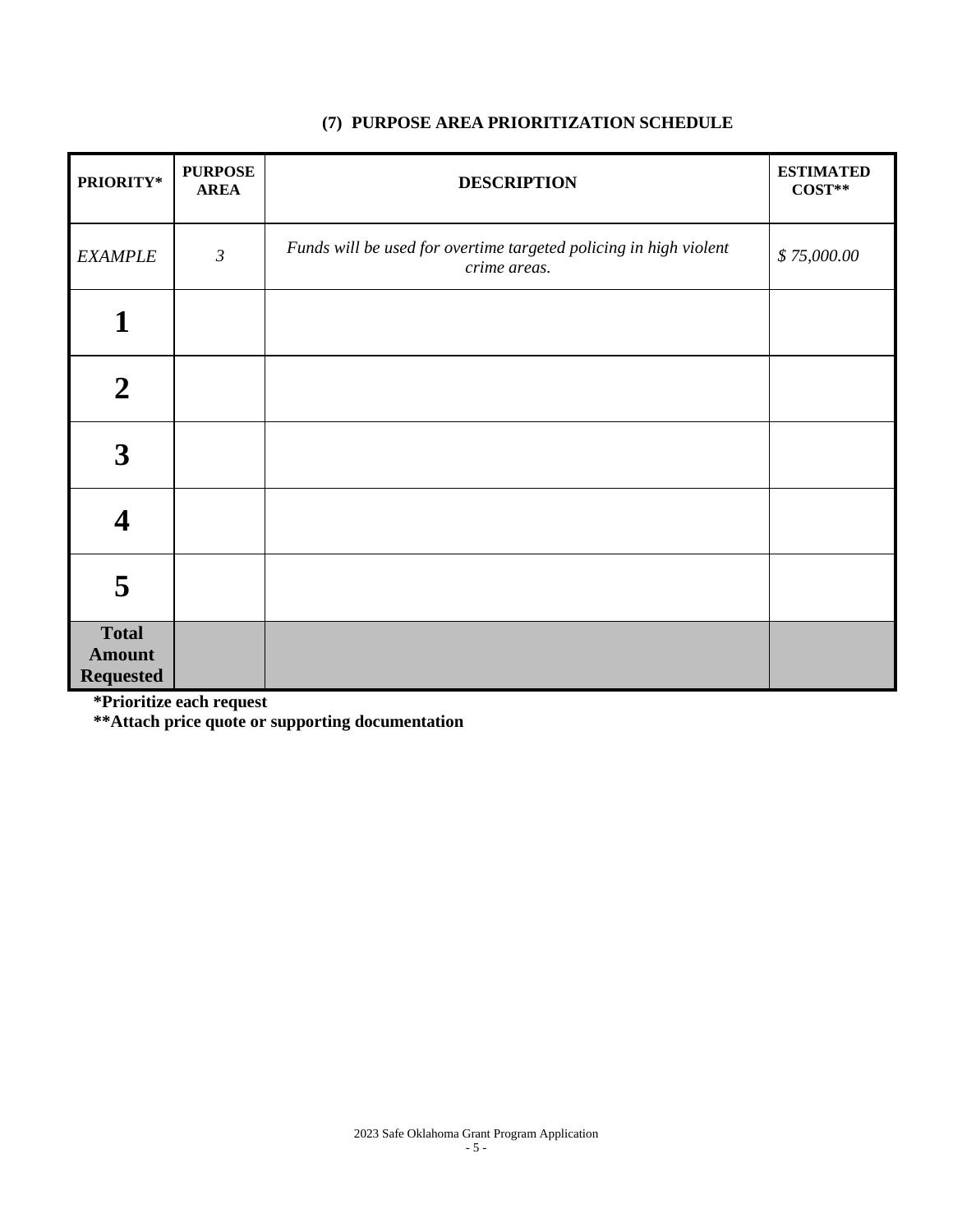### (7) PURPOSE AREA PRIORITIZATION SCHEDULE

| PRIORITY* | PURPOSE AREA | DESCRIPTION | ESTIMATED COST** |
|---|---|---|---|
| *EXAMPLE* | *3* | *Funds will be used for overtime targeted policing in high violent crime areas.* | *$ 75,000.00* |
| **1** | | | |
| **2** | | | |
| **3** | | | |
| **4** | | | |
| **5** | | | |
| **Total Amount Requested** | | | |

**\*Prioritize each request**

**\*\*Attach price quote or supporting documentation**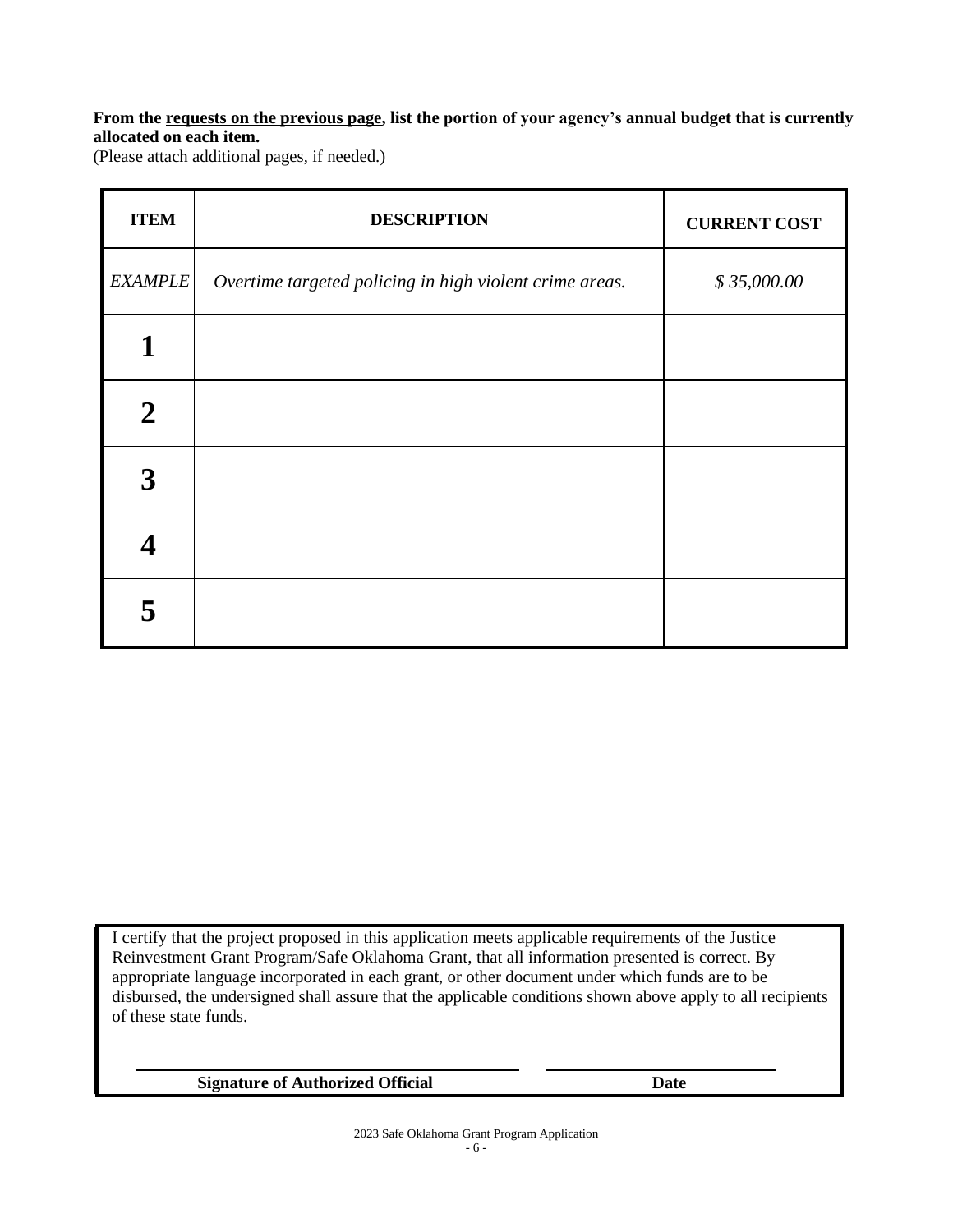**From the requests on the previous page, list the portion of your agency's annual budget that is currently allocated on each item.**
(Please attach additional pages, if needed.)

| ITEM | DESCRIPTION | CURRENT COST |
|---|---|---|
| *EXAMPLE* | *Overtime targeted policing in high violent crime areas.* | *$ 35,000.00* |
| **1** | | |
| **2** | | |
| **3** | | |
| **4** | | |
| **5** | | |

I certify that the project proposed in this application meets applicable requirements of the Justice Reinvestment Grant Program/Safe Oklahoma Grant, that all information presented is correct. By appropriate language incorporated in each grant, or other document under which funds are to be disbursed, the undersigned shall assure that the applicable conditions shown above apply to all recipients of these state funds.

\_\_\_\_\_\_\_\_\_\_\_\_\_\_\_\_\_\_\_\_\_\_\_\_\_\_\_\_\_\_\_\_ \_\_\_\_\_\_\_\_\_\_\_\_\_\_\_\_\_\_\_\_

**Signature of Authorized Official** **Date**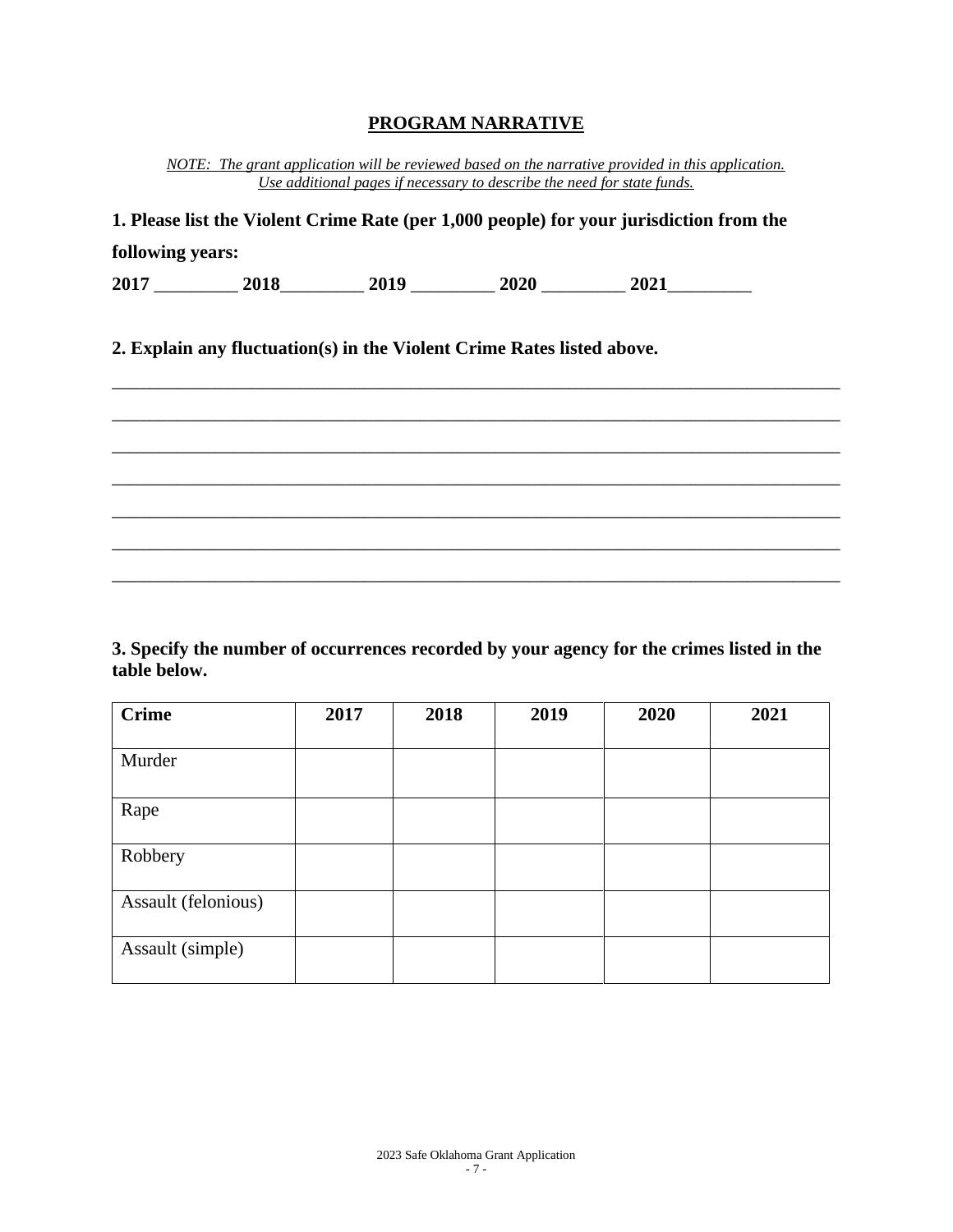## PROGRAM NARRATIVE

*NOTE: The grant application will be reviewed based on the narrative provided in this application. Use additional pages if necessary to describe the need for state funds.*

**1. Please list the Violent Crime Rate (per 1,000 people) for your jurisdiction from the following years:**

**2017** _________ **2018**_________ **2019** _________ **2020** _________ **2021**_________

**2. Explain any fluctuation(s) in the Violent Crime Rates listed above.**

_______________________________________________________________________________

_______________________________________________________________________________

_______________________________________________________________________________

_______________________________________________________________________________

_______________________________________________________________________________

_______________________________________________________________________________

_______________________________________________________________________________

**3. Specify the number of occurrences recorded by your agency for the crimes listed in the table below.**

| **Crime** | **2017** | **2018** | **2019** | **2020** | **2021** |
|---|---|---|---|---|---|
| Murder | | | | | |
| Rape | | | | | |
| Robbery | | | | | |
| Assault (felonious) | | | | | |
| Assault (simple) | | | | | |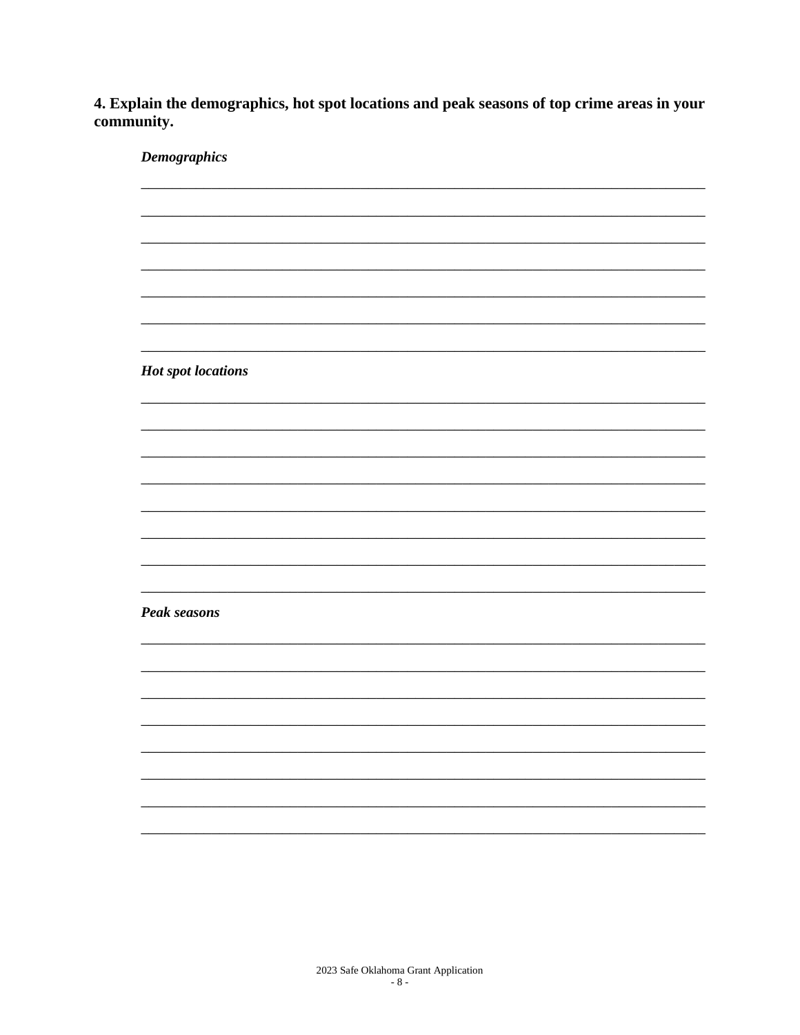**4. Explain the demographics, hot spot locations and peak seasons of top crime areas in your community.**

***Demographics***

___________________________________________________________________________

___________________________________________________________________________

___________________________________________________________________________

___________________________________________________________________________

___________________________________________________________________________

___________________________________________________________________________

___________________________________________________________________________

***Hot spot locations***

___________________________________________________________________________

___________________________________________________________________________

___________________________________________________________________________

___________________________________________________________________________

___________________________________________________________________________

___________________________________________________________________________

___________________________________________________________________________

___________________________________________________________________________

***Peak seasons***

___________________________________________________________________________

___________________________________________________________________________

___________________________________________________________________________

___________________________________________________________________________

___________________________________________________________________________

___________________________________________________________________________

___________________________________________________________________________

___________________________________________________________________________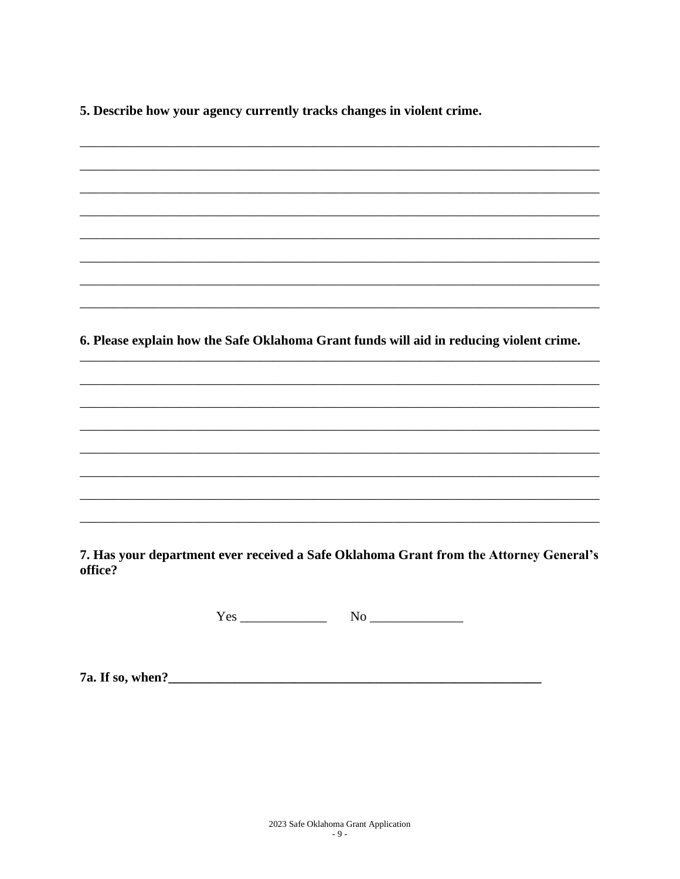**5. Describe how your agency currently tracks changes in violent crime.**

________________________________________________________________________________

________________________________________________________________________________

________________________________________________________________________________

________________________________________________________________________________

________________________________________________________________________________

________________________________________________________________________________

________________________________________________________________________________

________________________________________________________________________________

**6. Please explain how the Safe Oklahoma Grant funds will aid in reducing violent crime.**

________________________________________________________________________________

________________________________________________________________________________

________________________________________________________________________________

________________________________________________________________________________

________________________________________________________________________________

________________________________________________________________________________

________________________________________________________________________________

________________________________________________________________________________

**7. Has your department ever received a Safe Oklahoma Grant from the Attorney General's office?**

Yes _____________ No ______________

**7a. If so, when?___________________________________________________________**